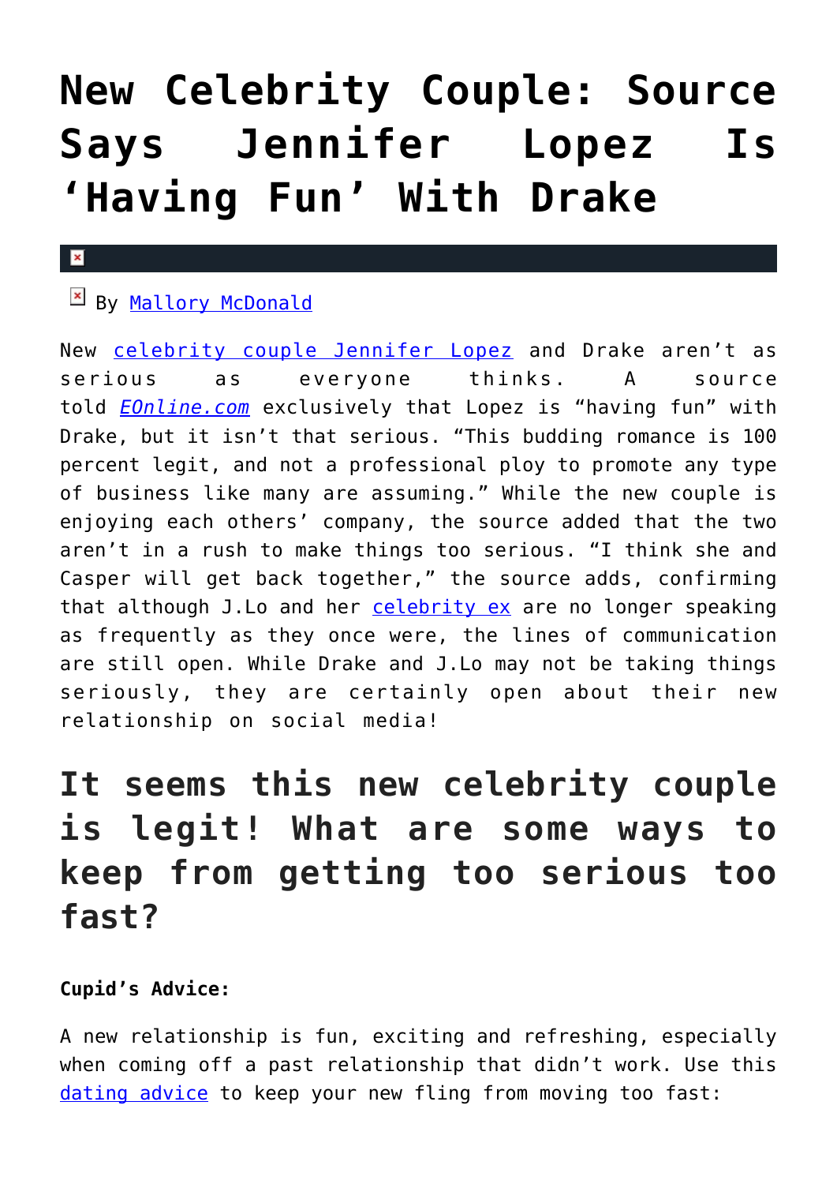# New Celebrity Couple: Source Says Jennifer Lopez Is 'Having Fun' With Drake

By Mallory McDonald

New celebrity couple Jennifer Lopez and Drake aren't as serious as everyone thinks. A source told *EOnline.com* exclusively that Lopez is "having fun" with Drake, but it isn't that serious. "This budding romance is 100 percent legit, and not a professional ploy to promote any type of business like many are assuming." While the new couple is enjoying each others' company, the source added that the two aren't in a rush to make things too serious. "I think she and Casper will get back together," the source adds, confirming that although J.Lo and her celebrity ex are no longer speaking as frequently as they once were, the lines of communication are still open. While Drake and J.Lo may not be taking things seriously, they are certainly open about their new relationship on social media!

## It seems this new celebrity couple is legit! What are some ways to keep from getting too serious too fast?

**Cupid's Advice:**

A new relationship is fun, exciting and refreshing, especially when coming off a past relationship that didn't work. Use this dating advice to keep your new fling from moving too fast: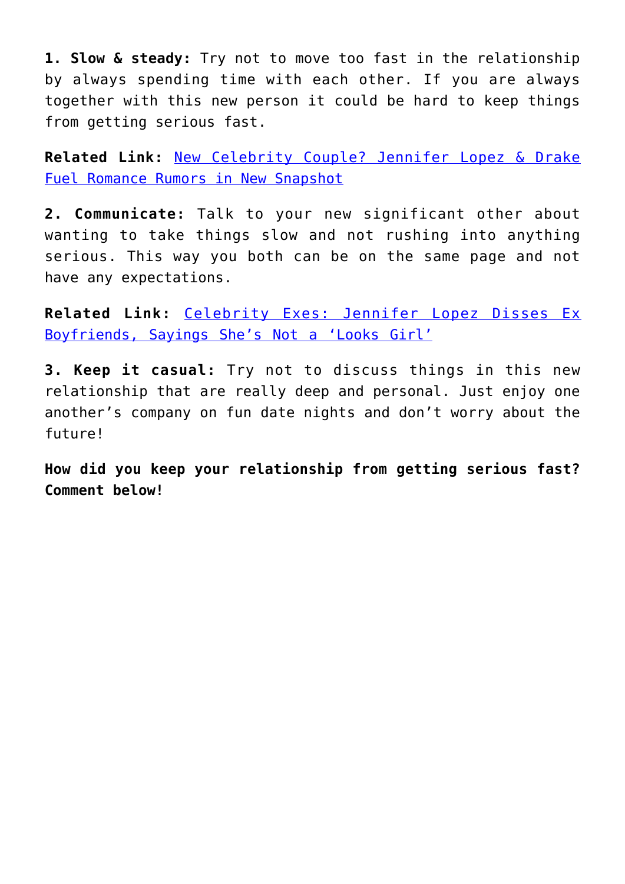**1. Slow & steady:** Try not to move too fast in the relationship by always spending time with each other. If you are always together with this new person it could be hard to keep things from getting serious fast.

**Related Link:** [New Celebrity Couple? Jennifer Lopez & Drake Fuel Romance Rumors in New Snapshot]()

**2. Communicate:** Talk to your new significant other about wanting to take things slow and not rushing into anything serious. This way you both can be on the same page and not have any expectations.

**Related Link:** [Celebrity Exes: Jennifer Lopez Disses Ex Boyfriends, Sayings She's Not a 'Looks Girl']()

**3. Keep it casual:** Try not to discuss things in this new relationship that are really deep and personal. Just enjoy one another's company on fun date nights and don't worry about the future!

**How did you keep your relationship from getting serious fast? Comment below!**